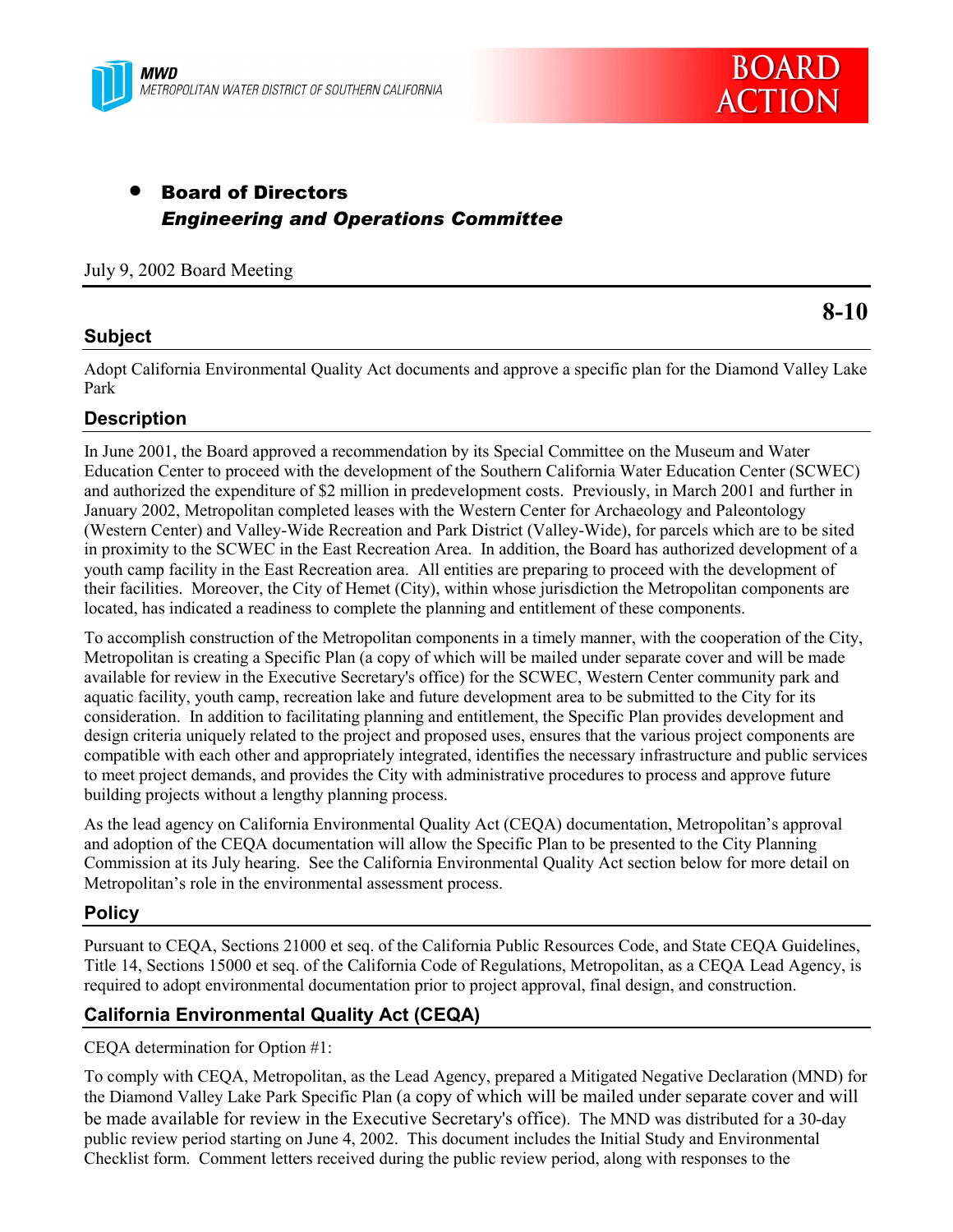MWD
METROPOLITAN WATER DISTRICT OF SOUTHERN CALIFORNIA

**BOARD ACTION**

- **Board of Directors**
  ***Engineering and Operations Committee***

July 9, 2002 Board Meeting

**8-10**

## Subject

Adopt California Environmental Quality Act documents and approve a specific plan for the Diamond Valley Lake Park

## Description

In June 2001, the Board approved a recommendation by its Special Committee on the Museum and Water Education Center to proceed with the development of the Southern California Water Education Center (SCWEC) and authorized the expenditure of $2 million in predevelopment costs. Previously, in March 2001 and further in January 2002, Metropolitan completed leases with the Western Center for Archaeology and Paleontology (Western Center) and Valley-Wide Recreation and Park District (Valley-Wide), for parcels which are to be sited in proximity to the SCWEC in the East Recreation Area. In addition, the Board has authorized development of a youth camp facility in the East Recreation area. All entities are preparing to proceed with the development of their facilities. Moreover, the City of Hemet (City), within whose jurisdiction the Metropolitan components are located, has indicated a readiness to complete the planning and entitlement of these components.

To accomplish construction of the Metropolitan components in a timely manner, with the cooperation of the City, Metropolitan is creating a Specific Plan (a copy of which will be mailed under separate cover and will be made available for review in the Executive Secretary's office) for the SCWEC, Western Center community park and aquatic facility, youth camp, recreation lake and future development area to be submitted to the City for its consideration. In addition to facilitating planning and entitlement, the Specific Plan provides development and design criteria uniquely related to the project and proposed uses, ensures that the various project components are compatible with each other and appropriately integrated, identifies the necessary infrastructure and public services to meet project demands, and provides the City with administrative procedures to process and approve future building projects without a lengthy planning process.

As the lead agency on California Environmental Quality Act (CEQA) documentation, Metropolitan's approval and adoption of the CEQA documentation will allow the Specific Plan to be presented to the City Planning Commission at its July hearing. See the California Environmental Quality Act section below for more detail on Metropolitan's role in the environmental assessment process.

## Policy

Pursuant to CEQA, Sections 21000 et seq. of the California Public Resources Code, and State CEQA Guidelines, Title 14, Sections 15000 et seq. of the California Code of Regulations, Metropolitan, as a CEQA Lead Agency, is required to adopt environmental documentation prior to project approval, final design, and construction.

## California Environmental Quality Act (CEQA)

CEQA determination for Option #1:

To comply with CEQA, Metropolitan, as the Lead Agency, prepared a Mitigated Negative Declaration (MND) for the Diamond Valley Lake Park Specific Plan (a copy of which will be mailed under separate cover and will be made available for review in the Executive Secretary's office). The MND was distributed for a 30-day public review period starting on June 4, 2002. This document includes the Initial Study and Environmental Checklist form. Comment letters received during the public review period, along with responses to the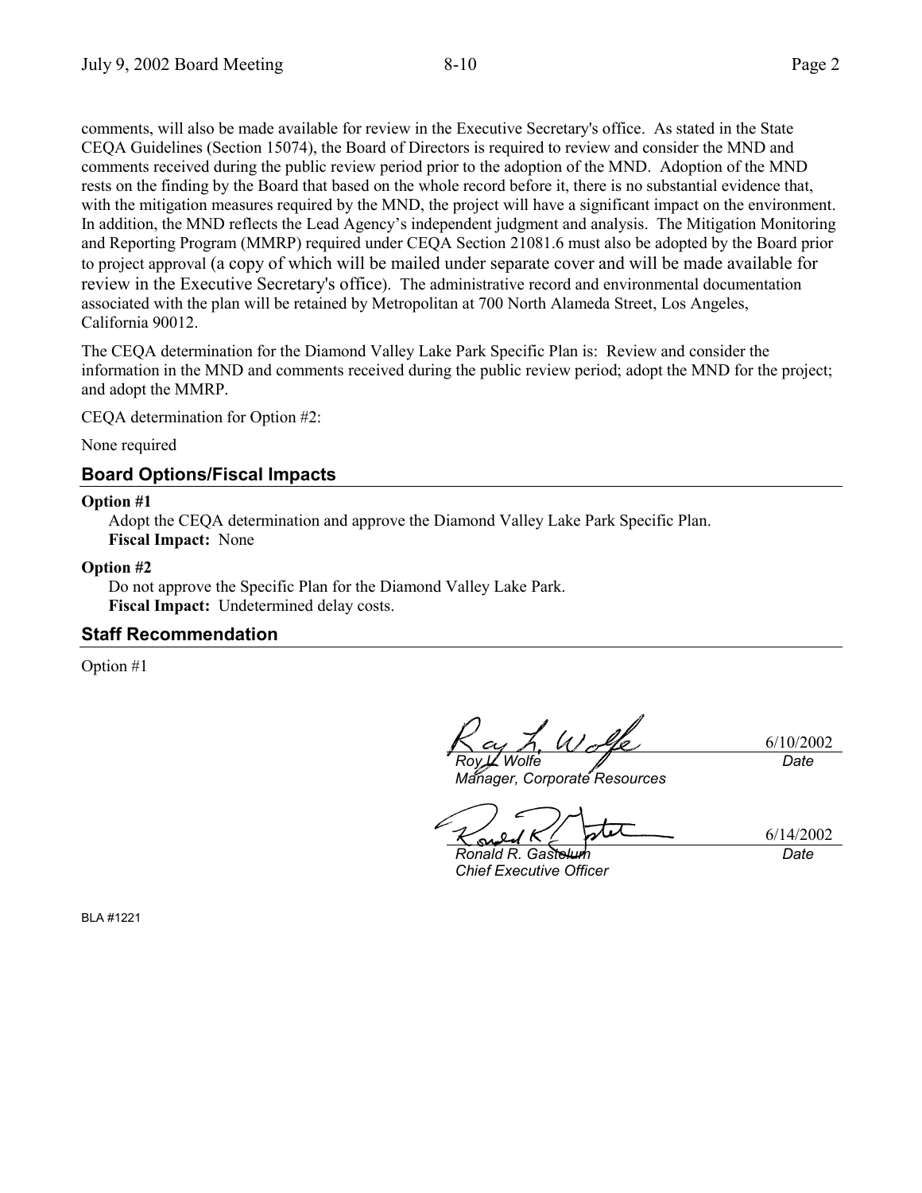comments, will also be made available for review in the Executive Secretary's office. As stated in the State CEQA Guidelines (Section 15074), the Board of Directors is required to review and consider the MND and comments received during the public review period prior to the adoption of the MND. Adoption of the MND rests on the finding by the Board that based on the whole record before it, there is no substantial evidence that, with the mitigation measures required by the MND, the project will have a significant impact on the environment. In addition, the MND reflects the Lead Agency's independent judgment and analysis. The Mitigation Monitoring and Reporting Program (MMRP) required under CEQA Section 21081.6 must also be adopted by the Board prior to project approval (a copy of which will be mailed under separate cover and will be made available for review in the Executive Secretary's office). The administrative record and environmental documentation associated with the plan will be retained by Metropolitan at 700 North Alameda Street, Los Angeles, California 90012.

The CEQA determination for the Diamond Valley Lake Park Specific Plan is: Review and consider the information in the MND and comments received during the public review period; adopt the MND for the project; and adopt the MMRP.

CEQA determination for Option #2:

None required

## Board Options/Fiscal Impacts

**Option #1**

Adopt the CEQA determination and approve the Diamond Valley Lake Park Specific Plan.
**Fiscal Impact:** None

**Option #2**

Do not approve the Specific Plan for the Diamond Valley Lake Park.
**Fiscal Impact:** Undetermined delay costs.

## Staff Recommendation

Option #1

*Roy L. Wolfe*
*Manager, Corporate Resources*
6/10/2002
*Date*

*Ronald R. Gastelum*
*Chief Executive Officer*
6/14/2002
*Date*

BLA #1221